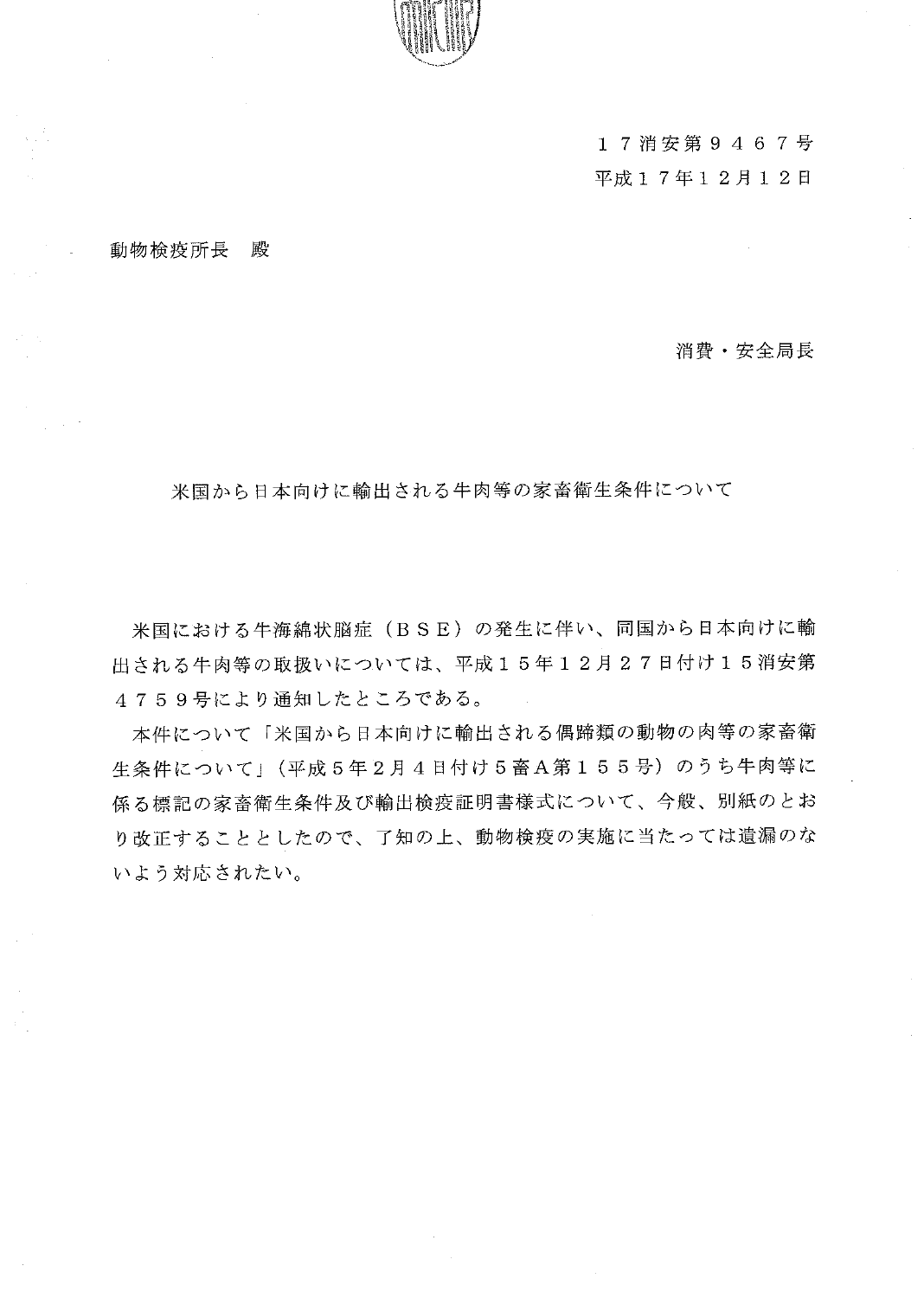１７消安第９４６７号
平成１７年１２月１２日

動物検疫所長　殿

消費・安全局長

## 米国から日本向けに輸出される牛肉等の家畜衛生条件について

米国における牛海綿状脳症（ＢＳＥ）の発生に伴い、同国から日本向けに輸出される牛肉等の取扱いについては、平成１５年１２月２７日付け１５消安第４７５９号により通知したところである。

本件について「米国から日本向けに輸出される偶蹄類の動物の肉等の家畜衛生条件について」（平成５年２月４日付け５畜Ａ第１５５号）のうち牛肉等に係る標記の家畜衛生条件及び輸出検疫証明書様式について、今般、別紙のとおり改正することとしたので、了知の上、動物検疫の実施に当たっては遺漏のないよう対応されたい。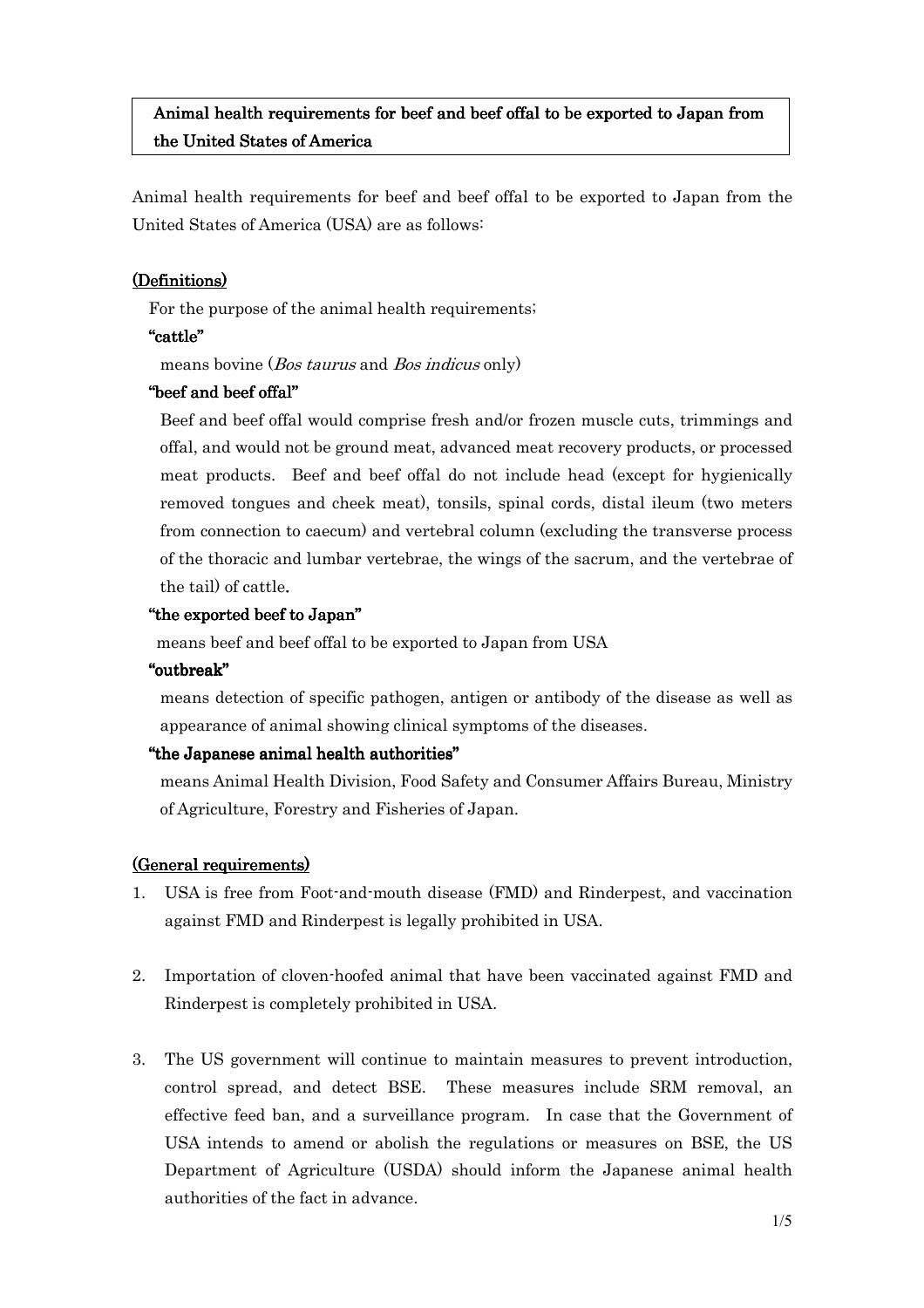**Animal health requirements for beef and beef offal to be exported to Japan from the United States of America**

Animal health requirements for beef and beef offal to be exported to Japan from the United States of America (USA) are as follows:

## (Definitions)

For the purpose of the animal health requirements;

**"cattle"**

means bovine (*Bos taurus* and *Bos indicus* only)

**"beef and beef offal"**

Beef and beef offal would comprise fresh and/or frozen muscle cuts, trimmings and offal, and would not be ground meat, advanced meat recovery products, or processed meat products. Beef and beef offal do not include head (except for hygienically removed tongues and cheek meat), tonsils, spinal cords, distal ileum (two meters from connection to caecum) and vertebral column (excluding the transverse process of the thoracic and lumbar vertebrae, the wings of the sacrum, and the vertebrae of the tail) of cattle.

**"the exported beef to Japan"**

means beef and beef offal to be exported to Japan from USA

**"outbreak"**

means detection of specific pathogen, antigen or antibody of the disease as well as appearance of animal showing clinical symptoms of the diseases.

**"the Japanese animal health authorities"**

means Animal Health Division, Food Safety and Consumer Affairs Bureau, Ministry of Agriculture, Forestry and Fisheries of Japan.

## (General requirements)

1. USA is free from Foot-and-mouth disease (FMD) and Rinderpest, and vaccination against FMD and Rinderpest is legally prohibited in USA.

2. Importation of cloven-hoofed animal that have been vaccinated against FMD and Rinderpest is completely prohibited in USA.

3. The US government will continue to maintain measures to prevent introduction, control spread, and detect BSE. These measures include SRM removal, an effective feed ban, and a surveillance program. In case that the Government of USA intends to amend or abolish the regulations or measures on BSE, the US Department of Agriculture (USDA) should inform the Japanese animal health authorities of the fact in advance.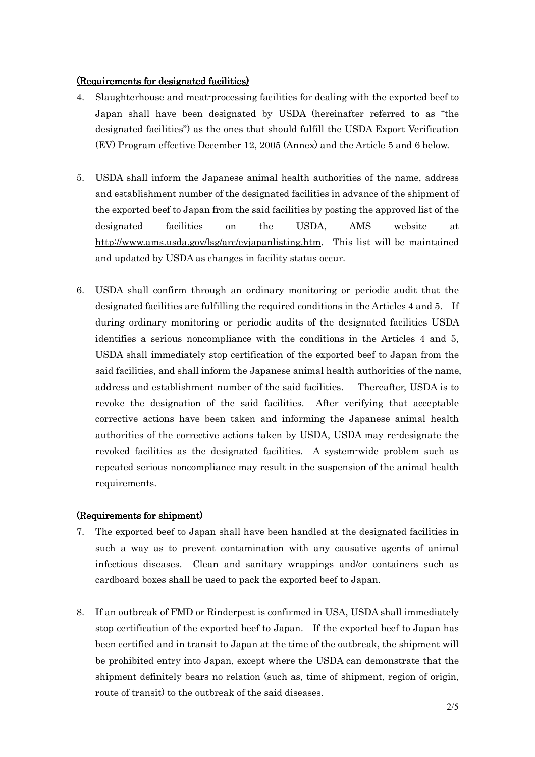**(Requirements for designated facilities)**

4. Slaughterhouse and meat-processing facilities for dealing with the exported beef to Japan shall have been designated by USDA (hereinafter referred to as "the designated facilities") as the ones that should fulfill the USDA Export Verification (EV) Program effective December 12, 2005 (Annex) and the Article 5 and 6 below.

5. USDA shall inform the Japanese animal health authorities of the name, address and establishment number of the designated facilities in advance of the shipment of the exported beef to Japan from the said facilities by posting the approved list of the designated facilities on the USDA, AMS website at http://www.ams.usda.gov/lsg/arc/evjapanlisting.htm. This list will be maintained and updated by USDA as changes in facility status occur.

6. USDA shall confirm through an ordinary monitoring or periodic audit that the designated facilities are fulfilling the required conditions in the Articles 4 and 5. If during ordinary monitoring or periodic audits of the designated facilities USDA identifies a serious noncompliance with the conditions in the Articles 4 and 5, USDA shall immediately stop certification of the exported beef to Japan from the said facilities, and shall inform the Japanese animal health authorities of the name, address and establishment number of the said facilities. Thereafter, USDA is to revoke the designation of the said facilities. After verifying that acceptable corrective actions have been taken and informing the Japanese animal health authorities of the corrective actions taken by USDA, USDA may re-designate the revoked facilities as the designated facilities. A system-wide problem such as repeated serious noncompliance may result in the suspension of the animal health requirements.

**(Requirements for shipment)**

7. The exported beef to Japan shall have been handled at the designated facilities in such a way as to prevent contamination with any causative agents of animal infectious diseases. Clean and sanitary wrappings and/or containers such as cardboard boxes shall be used to pack the exported beef to Japan.

8. If an outbreak of FMD or Rinderpest is confirmed in USA, USDA shall immediately stop certification of the exported beef to Japan. If the exported beef to Japan has been certified and in transit to Japan at the time of the outbreak, the shipment will be prohibited entry into Japan, except where the USDA can demonstrate that the shipment definitely bears no relation (such as, time of shipment, region of origin, route of transit) to the outbreak of the said diseases.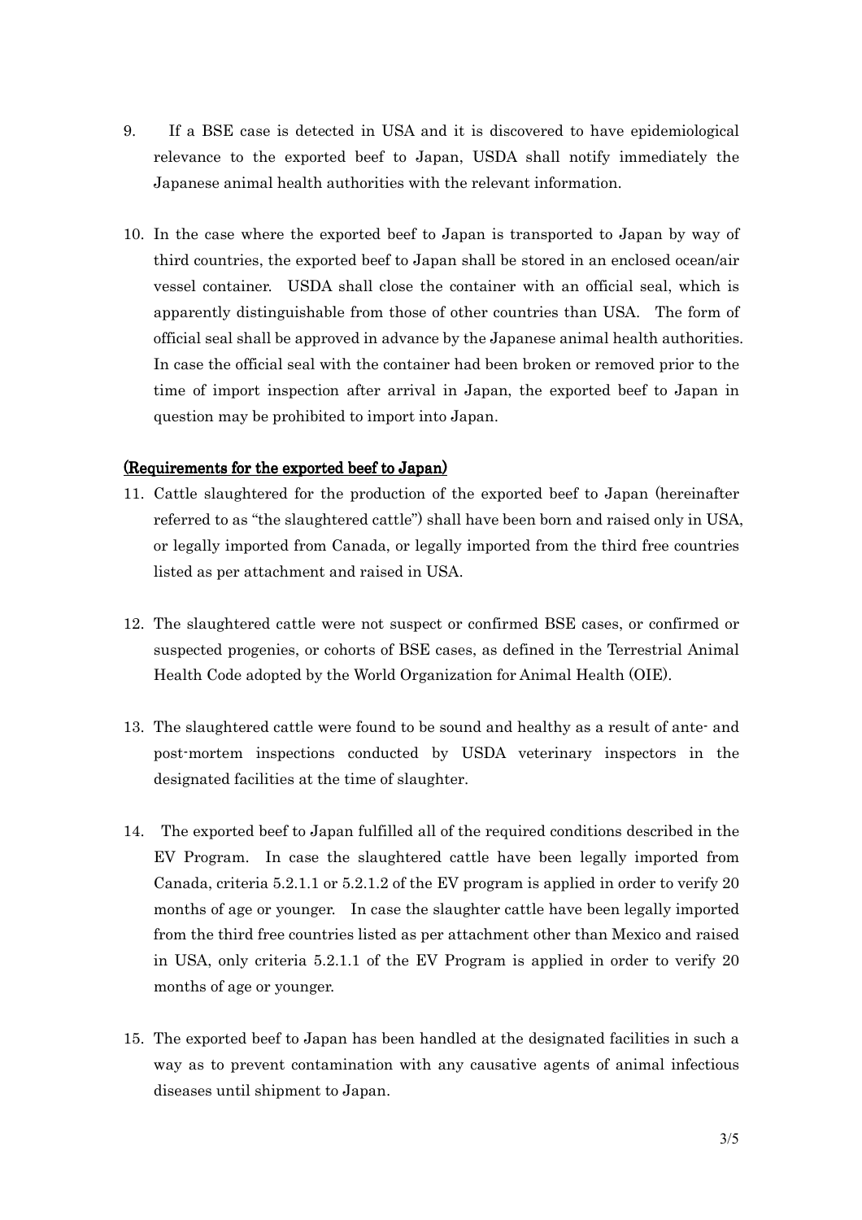9. If a BSE case is detected in USA and it is discovered to have epidemiological relevance to the exported beef to Japan, USDA shall notify immediately the Japanese animal health authorities with the relevant information.

10. In the case where the exported beef to Japan is transported to Japan by way of third countries, the exported beef to Japan shall be stored in an enclosed ocean/air vessel container. USDA shall close the container with an official seal, which is apparently distinguishable from those of other countries than USA. The form of official seal shall be approved in advance by the Japanese animal health authorities. In case the official seal with the container had been broken or removed prior to the time of import inspection after arrival in Japan, the exported beef to Japan in question may be prohibited to import into Japan.

**(Requirements for the exported beef to Japan)**

11. Cattle slaughtered for the production of the exported beef to Japan (hereinafter referred to as "the slaughtered cattle") shall have been born and raised only in USA, or legally imported from Canada, or legally imported from the third free countries listed as per attachment and raised in USA.

12. The slaughtered cattle were not suspect or confirmed BSE cases, or confirmed or suspected progenies, or cohorts of BSE cases, as defined in the Terrestrial Animal Health Code adopted by the World Organization for Animal Health (OIE).

13. The slaughtered cattle were found to be sound and healthy as a result of ante- and post-mortem inspections conducted by USDA veterinary inspectors in the designated facilities at the time of slaughter.

14. The exported beef to Japan fulfilled all of the required conditions described in the EV Program. In case the slaughtered cattle have been legally imported from Canada, criteria 5.2.1.1 or 5.2.1.2 of the EV program is applied in order to verify 20 months of age or younger. In case the slaughter cattle have been legally imported from the third free countries listed as per attachment other than Mexico and raised in USA, only criteria 5.2.1.1 of the EV Program is applied in order to verify 20 months of age or younger.

15. The exported beef to Japan has been handled at the designated facilities in such a way as to prevent contamination with any causative agents of animal infectious diseases until shipment to Japan.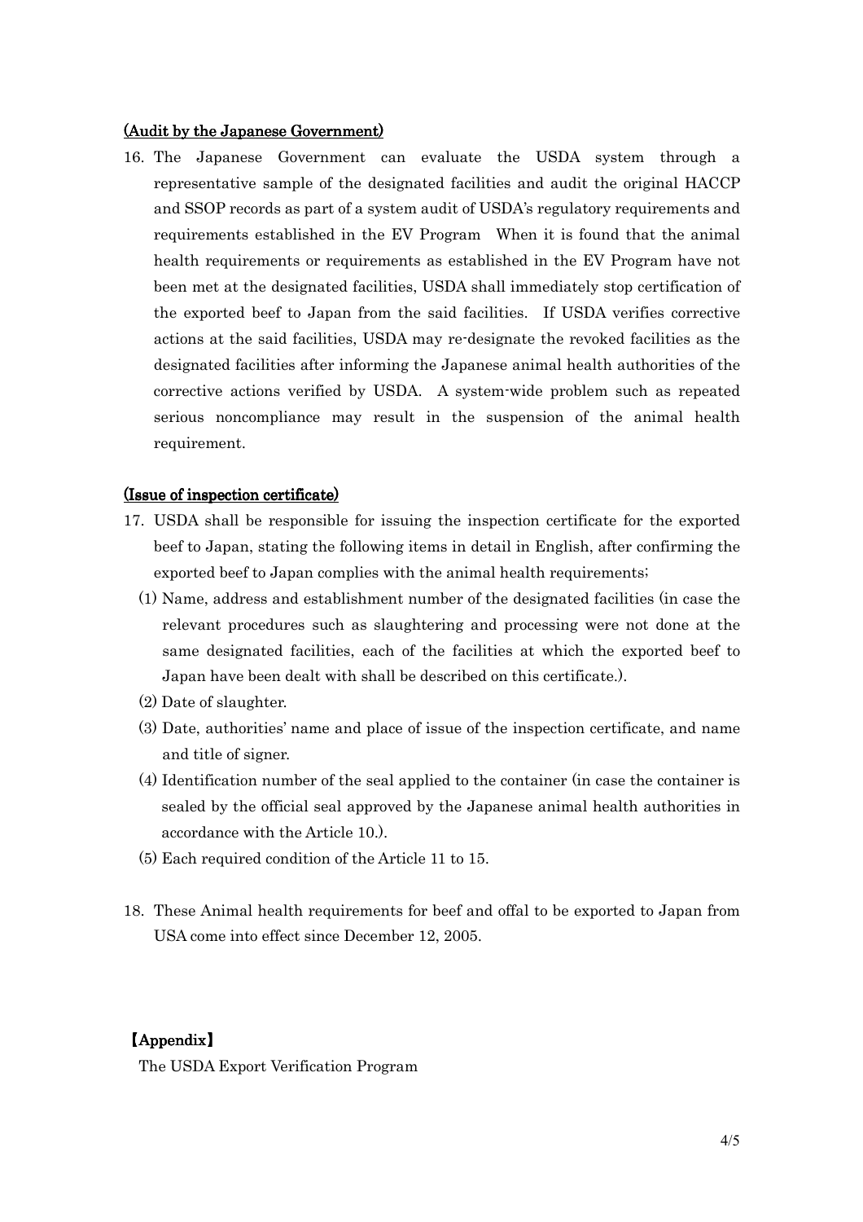**(Audit by the Japanese Government)**

16. The Japanese Government can evaluate the USDA system through a representative sample of the designated facilities and audit the original HACCP and SSOP records as part of a system audit of USDA's regulatory requirements and requirements established in the EV Program When it is found that the animal health requirements or requirements as established in the EV Program have not been met at the designated facilities, USDA shall immediately stop certification of the exported beef to Japan from the said facilities. If USDA verifies corrective actions at the said facilities, USDA may re-designate the revoked facilities as the designated facilities after informing the Japanese animal health authorities of the corrective actions verified by USDA. A system-wide problem such as repeated serious noncompliance may result in the suspension of the animal health requirement.

**(Issue of inspection certificate)**

17. USDA shall be responsible for issuing the inspection certificate for the exported beef to Japan, stating the following items in detail in English, after confirming the exported beef to Japan complies with the animal health requirements;
   (1) Name, address and establishment number of the designated facilities (in case the relevant procedures such as slaughtering and processing were not done at the same designated facilities, each of the facilities at which the exported beef to Japan have been dealt with shall be described on this certificate.).
   (2) Date of slaughter.
   (3) Date, authorities' name and place of issue of the inspection certificate, and name and title of signer.
   (4) Identification number of the seal applied to the container (in case the container is sealed by the official seal approved by the Japanese animal health authorities in accordance with the Article 10.).
   (5) Each required condition of the Article 11 to 15.

18. These Animal health requirements for beef and offal to be exported to Japan from USA come into effect since December 12, 2005.

**【Appendix】**

The USDA Export Verification Program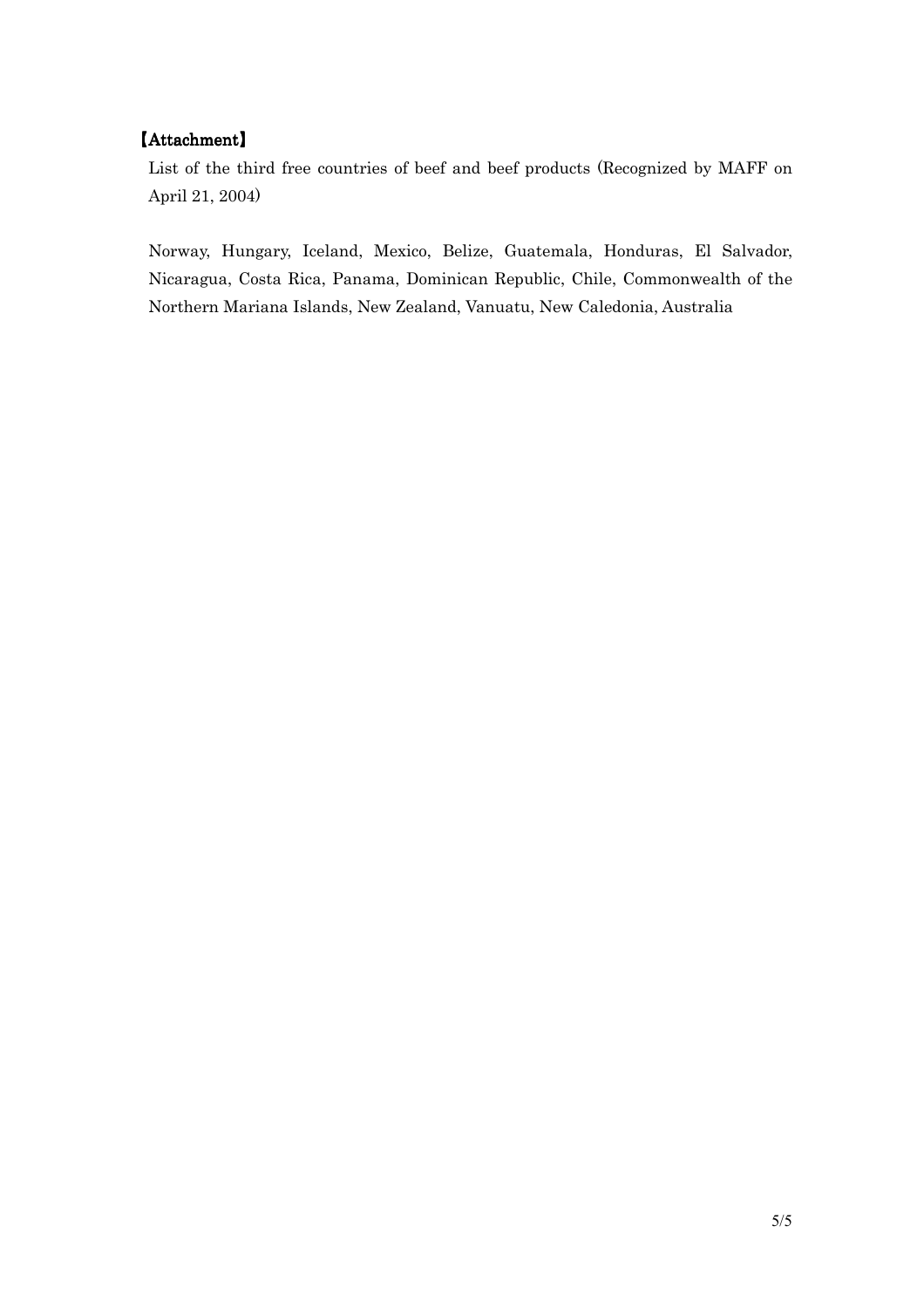**【Attachment】**

List of the third free countries of beef and beef products (Recognized by MAFF on April 21, 2004)

Norway, Hungary, Iceland, Mexico, Belize, Guatemala, Honduras, El Salvador, Nicaragua, Costa Rica, Panama, Dominican Republic, Chile, Commonwealth of the Northern Mariana Islands, New Zealand, Vanuatu, New Caledonia, Australia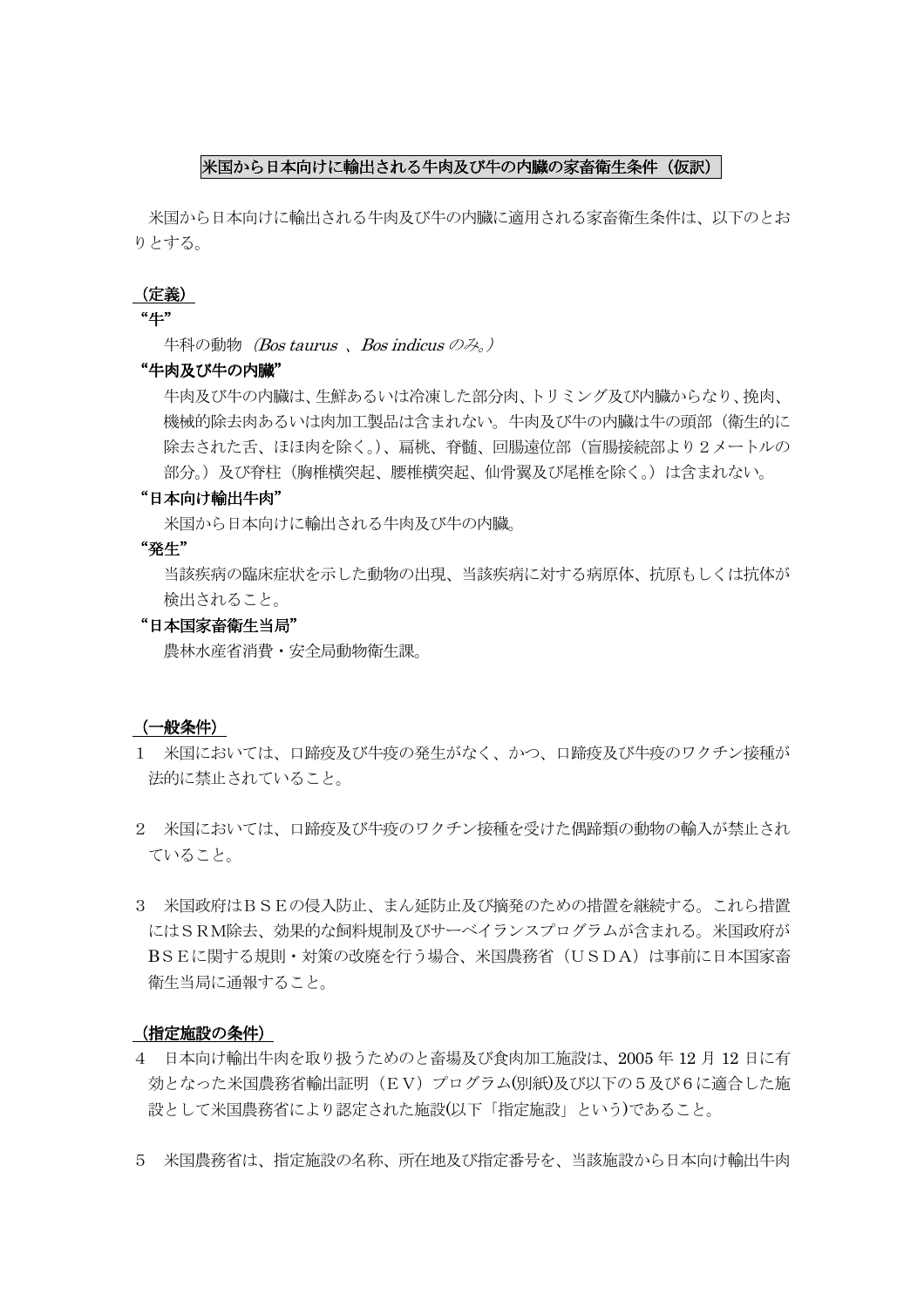# 米国から日本向けに輸出される牛肉及び牛の内臓の家畜衛生条件（仮訳）

米国から日本向けに輸出される牛肉及び牛の内臓に適用される家畜衛生条件は、以下のとおりとする。

## （定義）

**“牛”**

牛科の動物 *（Bos taurus 、Bos indicus のみ。）*

**“牛肉及び牛の内臓”**

牛肉及び牛の内臓は、生鮮あるいは冷凍した部分肉、トリミング及び内臓からなり、挽肉、機械的除去肉あるいは肉加工製品は含まれない。牛肉及び牛の内臓は牛の頭部（衛生的に除去された舌、ほほ肉を除く。）、扁桃、脊髄、回腸遠位部（盲腸接続部より２メートルの部分。）及び脊柱（胸椎横突起、腰椎横突起、仙骨翼及び尾椎を除く。）は含まれない。

**“日本向け輸出牛肉”**

米国から日本向けに輸出される牛肉及び牛の内臓。

**“発生”**

当該疾病の臨床症状を示した動物の出現、当該疾病に対する病原体、抗原もしくは抗体が検出されること。

**“日本国家畜衛生当局”**

農林水産省消費・安全局動物衛生課。

## （一般条件）

1　米国においては、口蹄疫及び牛疫の発生がなく、かつ、口蹄疫及び牛疫のワクチン接種が法的に禁止されていること。

2　米国においては、口蹄疫及び牛疫のワクチン接種を受けた偶蹄類の動物の輸入が禁止されていること。

3　米国政府はＢＳＥの侵入防止、まん延防止及び摘発のための措置を継続する。これら措置にはＳRM除去、効果的な飼料規制及びサーベイランスプログラムが含まれる。米国政府がＢＳＥに関する規則・対策の改廃を行う場合、米国農務省（ＵＳＤＡ）は事前に日本国家畜衛生当局に通報すること。

## （指定施設の条件）

4　日本向け輸出牛肉を取り扱うためのと畜場及び食肉加工施設は、2005 年 12 月 12 日に有効となった米国農務省輸出証明（ＥＶ）プログラム(別紙)及び以下の５及び６に適合した施設として米国農務省により認定された施設(以下「指定施設」という)であること。

5　米国農務省は、指定施設の名称、所在地及び指定番号を、当該施設から日本向け輸出牛肉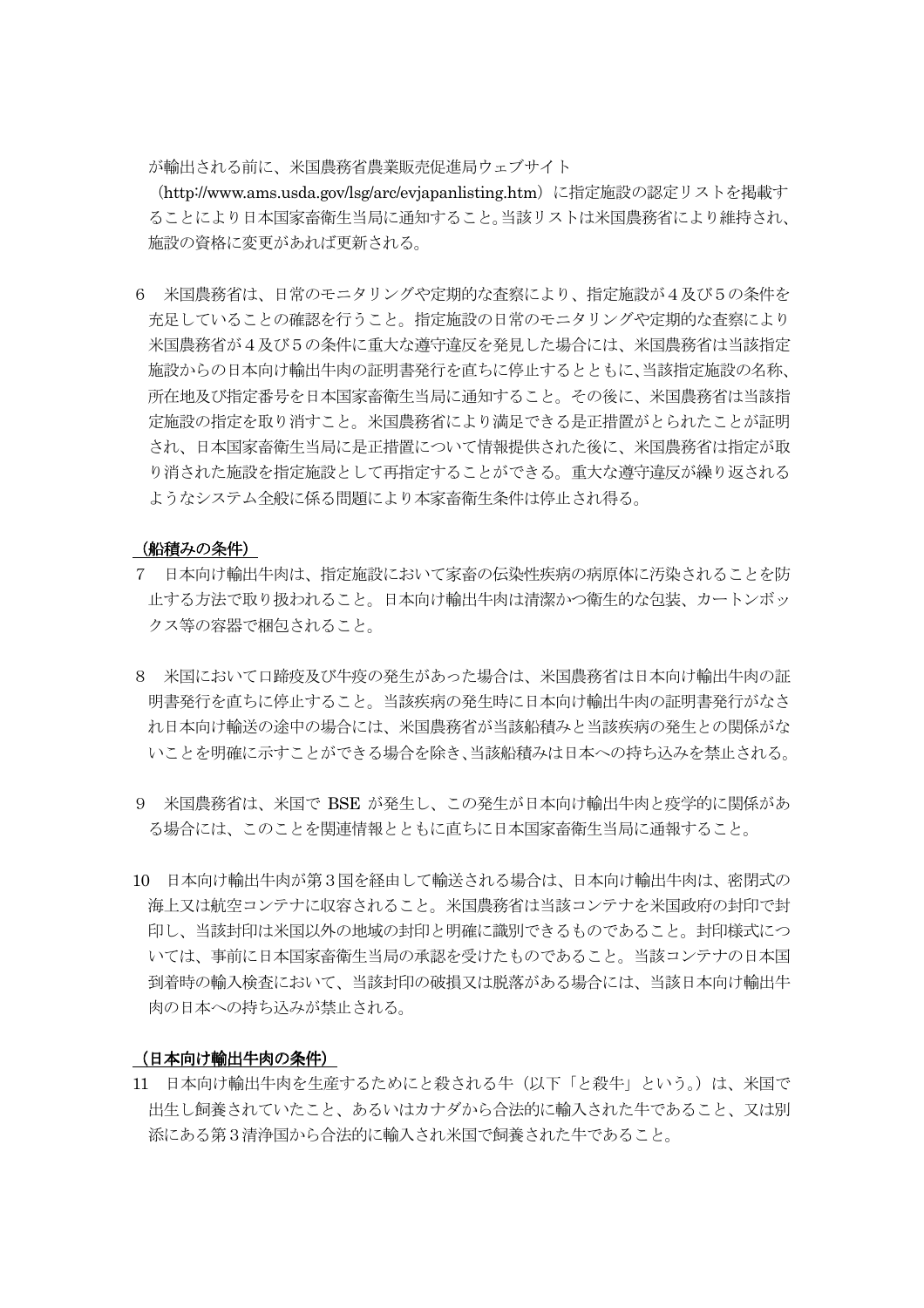が輸出される前に、米国農務省農業販売促進局ウェブサイト（http://www.ams.usda.gov/lsg/arc/evjapanlisting.htm）に指定施設の認定リストを掲載することにより日本国家畜衛生当局に通知すること。当該リストは米国農務省により維持され、施設の資格に変更があれば更新される。

6　米国農務省は、日常のモニタリングや定期的な査察により、指定施設が４及び５の条件を充足していることの確認を行うこと。指定施設の日常のモニタリングや定期的な査察により米国農務省が４及び５の条件に重大な遵守違反を発見した場合には、米国農務省は当該指定施設からの日本向け輸出牛肉の証明書発行を直ちに停止するとともに、当該指定施設の名称、所在地及び指定番号を日本国家畜衛生当局に通知すること。その後に、米国農務省は当該指定施設の指定を取り消すこと。米国農務省により満足できる是正措置がとられたことが証明され、日本国家畜衛生当局に是正措置について情報提供された後に、米国農務省は指定が取り消された施設を指定施設として再指定することができる。重大な遵守違反が繰り返されるようなシステム全般に係る問題により本家畜衛生条件は停止され得る。

**（船積みの条件）**

7　日本向け輸出牛肉は、指定施設において家畜の伝染性疾病の病原体に汚染されることを防止する方法で取り扱われること。日本向け輸出牛肉は清潔かつ衛生的な包装、カートンボックス等の容器で梱包されること。

8　米国において口蹄疫及び牛疫の発生があった場合は、米国農務省は日本向け輸出牛肉の証明書発行を直ちに停止すること。当該疾病の発生時に日本向け輸出牛肉の証明書発行がなされ日本向け輸送の途中の場合には、米国農務省が当該船積みと当該疾病の発生との関係がないことを明確に示すことができる場合を除き、当該船積みは日本への持ち込みを禁止される。

9　米国農務省は、米国で BSE が発生し、この発生が日本向け輸出牛肉と疫学的に関係がある場合には、このことを関連情報とともに直ちに日本国家畜衛生当局に通報すること。

10　日本向け輸出牛肉が第３国を経由して輸送される場合は、日本向け輸出牛肉は、密閉式の海上又は航空コンテナに収容されること。米国農務省は当該コンテナを米国政府の封印で封印し、当該封印は米国以外の地域の封印と明確に識別できるものであること。封印様式については、事前に日本国家畜衛生当局の承認を受けたものであること。当該コンテナの日本国到着時の輸入検査において、当該封印の破損又は脱落がある場合には、当該日本向け輸出牛肉の日本への持ち込みが禁止される。

**（日本向け輸出牛肉の条件）**

11　日本向け輸出牛肉を生産するためにと殺される牛（以下「と殺牛」という。）は、米国で出生し飼養されていたこと、あるいはカナダから合法的に輸入された牛であること、又は別添にある第３清浄国から合法的に輸入され米国で飼養された牛であること。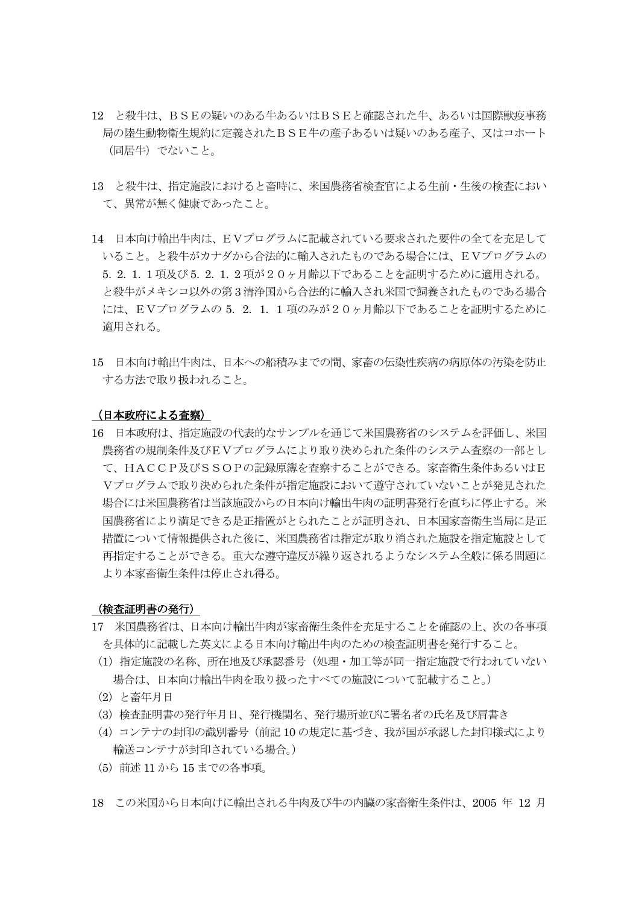12　と殺牛は、ＢＳＥの疑いのある牛あるいはＢＳＥと確認された牛、あるいは国際獣疫事務局の陸生動物衛生規約に定義されたＢＳＥ牛の産子あるいは疑いのある産子、又はコホート（同居牛）でないこと。

13　と殺牛は、指定施設におけると畜時に、米国農務省検査官による生前・生後の検査において、異常が無く健康であったこと。

14　日本向け輸出牛肉は、ＥＶプログラムに記載されている要求された要件の全てを充足していること。と殺牛がカナダから合法的に輸入されたものである場合には、ＥＶプログラムの５．２．１．１項及び５．２．１．２項が２０ヶ月齢以下であることを証明するために適用される。と殺牛がメキシコ以外の第３清浄国から合法的に輸入され米国で飼養されたものである場合には、ＥＶプログラムの５．２．１．１項のみが２０ヶ月齢以下であることを証明するために適用される。

15　日本向け輸出牛肉は、日本への船積みまでの間、家畜の伝染性疾病の病原体の汚染を防止する方法で取り扱われること。

（日本政府による査察）

16　日本政府は、指定施設の代表的なサンプルを通じて米国農務省のシステムを評価し、米国農務省の規制条件及びＥＶプログラムにより取り決められた条件のシステム査察の一部として、ＨＡＣＣＰ及びＳＳＯＰの記録原簿を査察することができる。家畜衛生条件あるいはＥＶプログラムで取り決められた条件が指定施設において遵守されていないことが発見された場合には米国農務省は当該施設からの日本向け輸出牛肉の証明書発行を直ちに停止する。米国農務省により満足できる是正措置がとられたことが証明され、日本国家畜衛生当局に是正措置について情報提供された後に、米国農務省は指定が取り消された施設を指定施設として再指定することができる。重大な遵守違反が繰り返されるようなシステム全般に係る問題により本家畜衛生条件は停止され得る。

（検査証明書の発行）

17　米国農務省は、日本向け輸出牛肉が家畜衛生条件を充足することを確認の上、次の各事項を具体的に記載した英文による日本向け輸出牛肉のための検査証明書を発行すること。

(1) 指定施設の名称、所在地及び承認番号（処理・加工等が同一指定施設で行われていない場合は、日本向け輸出牛肉を取り扱ったすべての施設について記載すること。）
(2) と畜年月日
(3) 検査証明書の発行年月日、発行機関名、発行場所並びに署名者の氏名及び肩書き
(4) コンテナの封印の識別番号（前記 10 の規定に基づき、我が国が承認した封印様式により輸送コンテナが封印されている場合。）
(5) 前述 11 から 15 までの各事項。

18　この米国から日本向けに輸出される牛肉及び牛の内臓の家畜衛生条件は、2005 年 12 月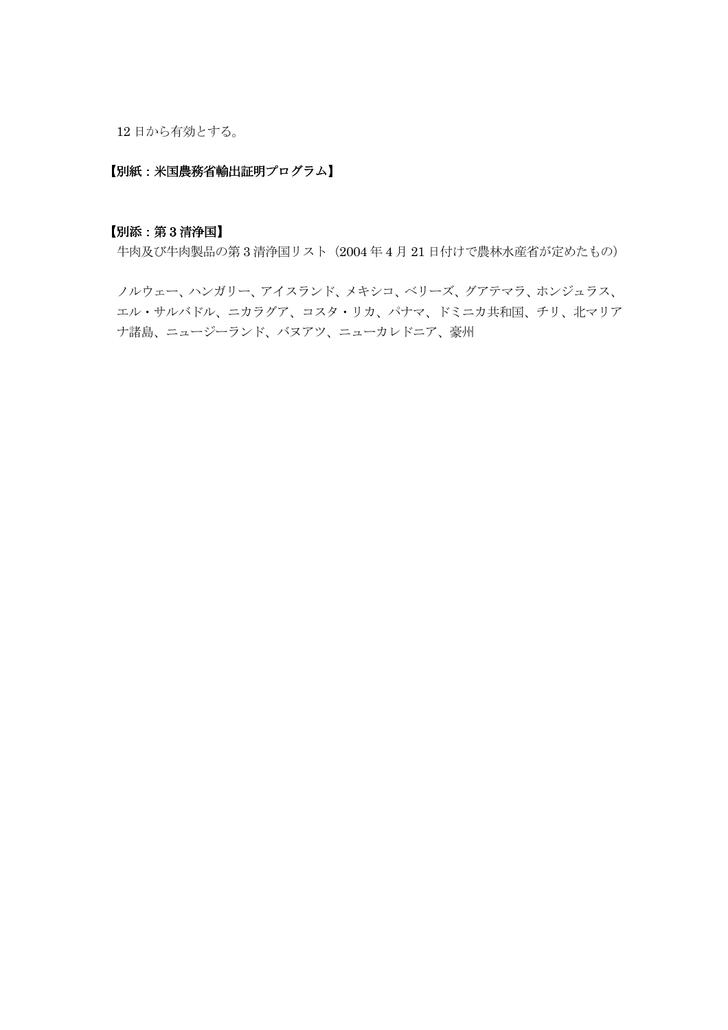12 日から有効とする。

**【別紙：米国農務省輸出証明プログラム】**

**【別添：第 3 清浄国】**

牛肉及び牛肉製品の第 3 清浄国リスト（2004 年 4 月 21 日付けで農林水産省が定めたもの）

ノルウェー、ハンガリー、アイスランド、メキシコ、ベリーズ、グアテマラ、ホンジュラス、エル・サルバドル、ニカラグア、コスタ・リカ、パナマ、ドミニカ共和国、チリ、北マリアナ諸島、ニュージーランド、バヌアツ、ニューカレドニア、豪州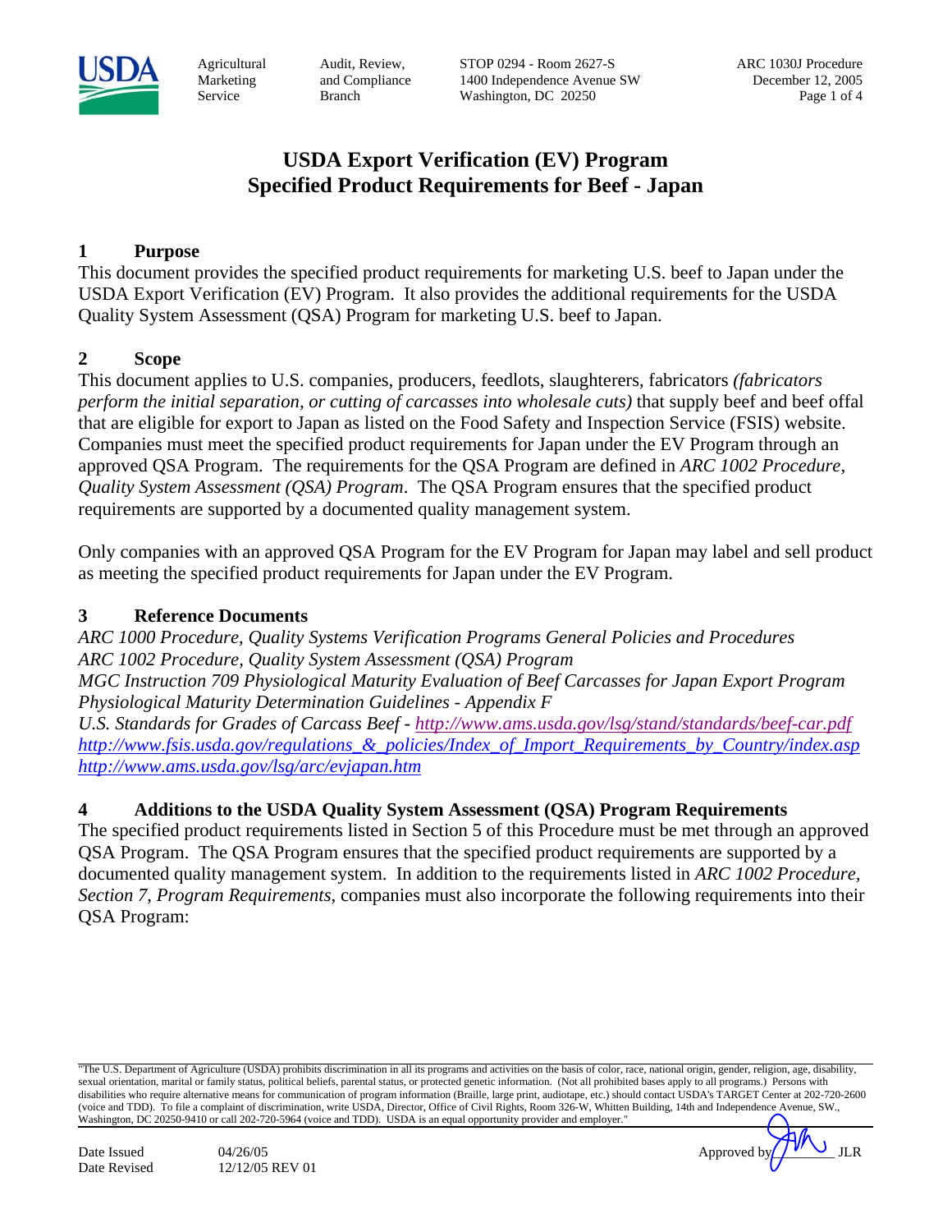# USDA Export Verification (EV) Program
# Specified Product Requirements for Beef - Japan

## 1 Purpose

This document provides the specified product requirements for marketing U.S. beef to Japan under the USDA Export Verification (EV) Program. It also provides the additional requirements for the USDA Quality System Assessment (QSA) Program for marketing U.S. beef to Japan.

## 2 Scope

This document applies to U.S. companies, producers, feedlots, slaughterers, fabricators *(fabricators perform the initial separation, or cutting of carcasses into wholesale cuts)* that supply beef and beef offal that are eligible for export to Japan as listed on the Food Safety and Inspection Service (FSIS) website. Companies must meet the specified product requirements for Japan under the EV Program through an approved QSA Program. The requirements for the QSA Program are defined in *ARC 1002 Procedure, Quality System Assessment (QSA) Program*. The QSA Program ensures that the specified product requirements are supported by a documented quality management system.

Only companies with an approved QSA Program for the EV Program for Japan may label and sell product as meeting the specified product requirements for Japan under the EV Program.

## 3 Reference Documents

*ARC 1000 Procedure, Quality Systems Verification Programs General Policies and Procedures*
*ARC 1002 Procedure, Quality System Assessment (QSA) Program*
*MGC Instruction 709 Physiological Maturity Evaluation of Beef Carcasses for Japan Export Program*
*Physiological Maturity Determination Guidelines - Appendix F*
*U.S. Standards for Grades of Carcass Beef - http://www.ams.usda.gov/lsg/stand/standards/beef-car.pdf*
*http://www.fsis.usda.gov/regulations_&_policies/Index_of_Import_Requirements_by_Country/index.asp*
*http://www.ams.usda.gov/lsg/arc/evjapan.htm*

## 4 Additions to the USDA Quality System Assessment (QSA) Program Requirements

The specified product requirements listed in Section 5 of this Procedure must be met through an approved QSA Program. The QSA Program ensures that the specified product requirements are supported by a documented quality management system. In addition to the requirements listed in *ARC 1002 Procedure, Section 7, Program Requirements*, companies must also incorporate the following requirements into their QSA Program: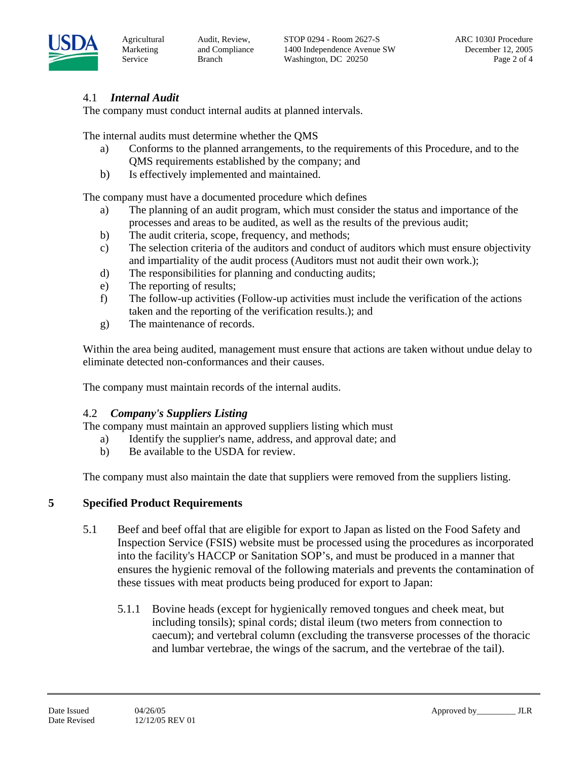### 4.1 *Internal Audit*

The company must conduct internal audits at planned intervals.

The internal audits must determine whether the QMS

a) Conforms to the planned arrangements, to the requirements of this Procedure, and to the QMS requirements established by the company; and
b) Is effectively implemented and maintained.

The company must have a documented procedure which defines

a) The planning of an audit program, which must consider the status and importance of the processes and areas to be audited, as well as the results of the previous audit;
b) The audit criteria, scope, frequency, and methods;
c) The selection criteria of the auditors and conduct of auditors which must ensure objectivity and impartiality of the audit process (Auditors must not audit their own work.);
d) The responsibilities for planning and conducting audits;
e) The reporting of results;
f) The follow-up activities (Follow-up activities must include the verification of the actions taken and the reporting of the verification results.); and
g) The maintenance of records.

Within the area being audited, management must ensure that actions are taken without undue delay to eliminate detected non-conformances and their causes.

The company must maintain records of the internal audits.

### 4.2 *Company's Suppliers Listing*

The company must maintain an approved suppliers listing which must

a) Identify the supplier's name, address, and approval date; and
b) Be available to the USDA for review.

The company must also maintain the date that suppliers were removed from the suppliers listing.

## 5 Specified Product Requirements

5.1 Beef and beef offal that are eligible for export to Japan as listed on the Food Safety and Inspection Service (FSIS) website must be processed using the procedures as incorporated into the facility's HACCP or Sanitation SOP's, and must be produced in a manner that ensures the hygienic removal of the following materials and prevents the contamination of these tissues with meat products being produced for export to Japan:

5.1.1 Bovine heads (except for hygienically removed tongues and cheek meat, but including tonsils); spinal cords; distal ileum (two meters from connection to caecum); and vertebral column (excluding the transverse processes of the thoracic and lumbar vertebrae, the wings of the sacrum, and the vertebrae of the tail).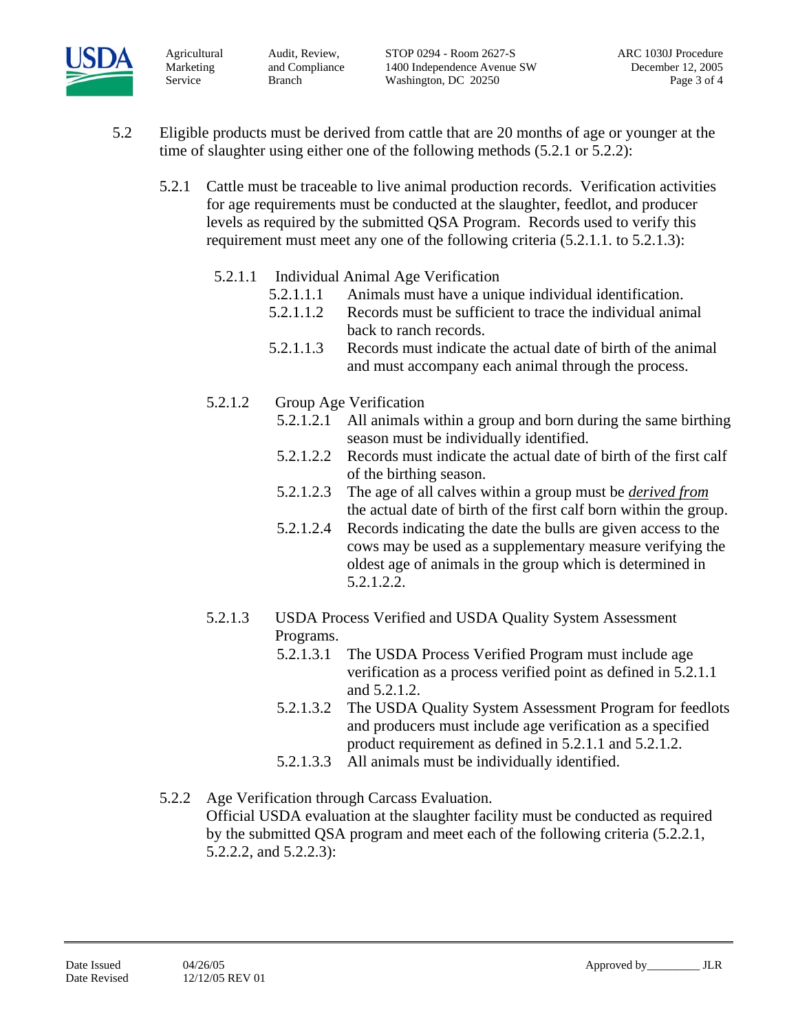5.2 Eligible products must be derived from cattle that are 20 months of age or younger at the time of slaughter using either one of the following methods (5.2.1 or 5.2.2):

5.2.1 Cattle must be traceable to live animal production records. Verification activities for age requirements must be conducted at the slaughter, feedlot, and producer levels as required by the submitted QSA Program. Records used to verify this requirement must meet any one of the following criteria (5.2.1.1. to 5.2.1.3):

5.2.1.1 Individual Animal Age Verification

5.2.1.1.1 Animals must have a unique individual identification.

5.2.1.1.2 Records must be sufficient to trace the individual animal back to ranch records.

5.2.1.1.3 Records must indicate the actual date of birth of the animal and must accompany each animal through the process.

5.2.1.2 Group Age Verification

5.2.1.2.1 All animals within a group and born during the same birthing season must be individually identified.

5.2.1.2.2 Records must indicate the actual date of birth of the first calf of the birthing season.

5.2.1.2.3 The age of all calves within a group must be ***derived from*** the actual date of birth of the first calf born within the group.

5.2.1.2.4 Records indicating the date the bulls are given access to the cows may be used as a supplementary measure verifying the oldest age of animals in the group which is determined in 5.2.1.2.2.

5.2.1.3 USDA Process Verified and USDA Quality System Assessment Programs.

5.2.1.3.1 The USDA Process Verified Program must include age verification as a process verified point as defined in 5.2.1.1 and 5.2.1.2.

5.2.1.3.2 The USDA Quality System Assessment Program for feedlots and producers must include age verification as a specified product requirement as defined in 5.2.1.1 and 5.2.1.2.

5.2.1.3.3 All animals must be individually identified.

5.2.2 Age Verification through Carcass Evaluation.
Official USDA evaluation at the slaughter facility must be conducted as required by the submitted QSA program and meet each of the following criteria (5.2.2.1, 5.2.2.2, and 5.2.2.3):

Date Issued 04/26/05
Date Revised 12/12/05 REV 01
Approved by_________ JLR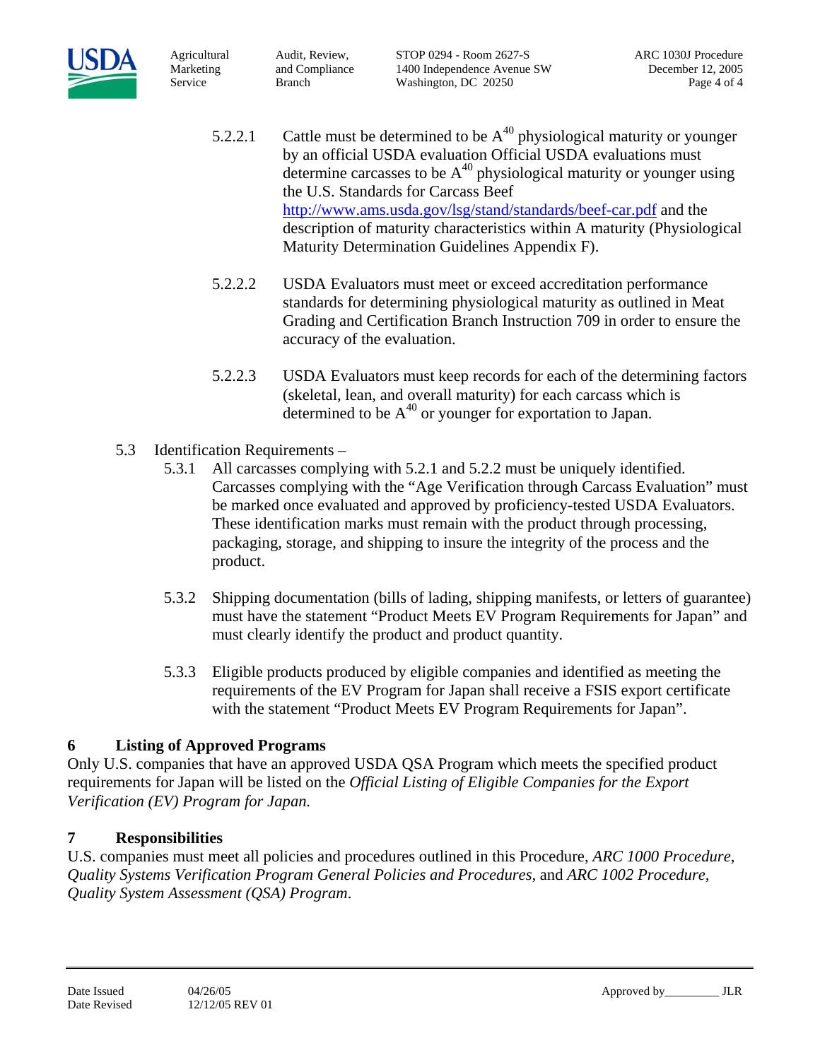5.2.2.1 Cattle must be determined to be $A^{40}$ physiological maturity or younger by an official USDA evaluation Official USDA evaluations must determine carcasses to be $A^{40}$ physiological maturity or younger using the U.S. Standards for Carcass Beef http://www.ams.usda.gov/lsg/stand/standards/beef-car.pdf and the description of maturity characteristics within A maturity (Physiological Maturity Determination Guidelines Appendix F).

5.2.2.2 USDA Evaluators must meet or exceed accreditation performance standards for determining physiological maturity as outlined in Meat Grading and Certification Branch Instruction 709 in order to ensure the accuracy of the evaluation.

5.2.2.3 USDA Evaluators must keep records for each of the determining factors (skeletal, lean, and overall maturity) for each carcass which is determined to be $A^{40}$ or younger for exportation to Japan.

5.3 Identification Requirements –

5.3.1 All carcasses complying with 5.2.1 and 5.2.2 must be uniquely identified. Carcasses complying with the "Age Verification through Carcass Evaluation" must be marked once evaluated and approved by proficiency-tested USDA Evaluators. These identification marks must remain with the product through processing, packaging, storage, and shipping to insure the integrity of the process and the product.

5.3.2 Shipping documentation (bills of lading, shipping manifests, or letters of guarantee) must have the statement "Product Meets EV Program Requirements for Japan" and must clearly identify the product and product quantity.

5.3.3 Eligible products produced by eligible companies and identified as meeting the requirements of the EV Program for Japan shall receive a FSIS export certificate with the statement "Product Meets EV Program Requirements for Japan".

## 6 Listing of Approved Programs

Only U.S. companies that have an approved USDA QSA Program which meets the specified product requirements for Japan will be listed on the *Official Listing of Eligible Companies for the Export Verification (EV) Program for Japan.*

## 7 Responsibilities

U.S. companies must meet all policies and procedures outlined in this Procedure, *ARC 1000 Procedure, Quality Systems Verification Program General Policies and Procedures,* and *ARC 1002 Procedure, Quality System Assessment (QSA) Program*.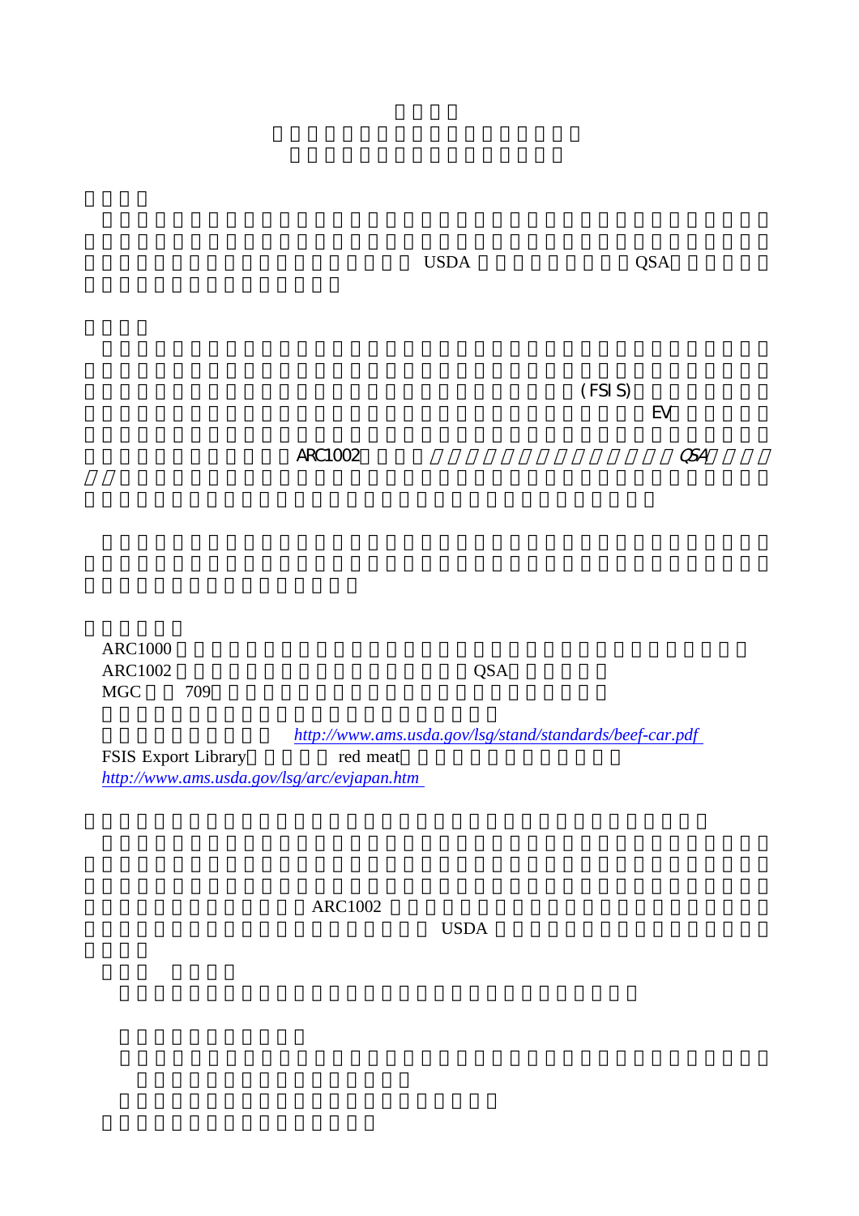USDA QSA

(FSIS)

EV

ARC1002 *QSA*

ARC1000

ARC1002 QSA

MGC 709

*http://www.ams.usda.gov/lsg/stand/standards/beef-car.pdf*

FSIS Export Library red meat

*http://www.ams.usda.gov/lsg/arc/evjapan.htm*

ARC1002

USDA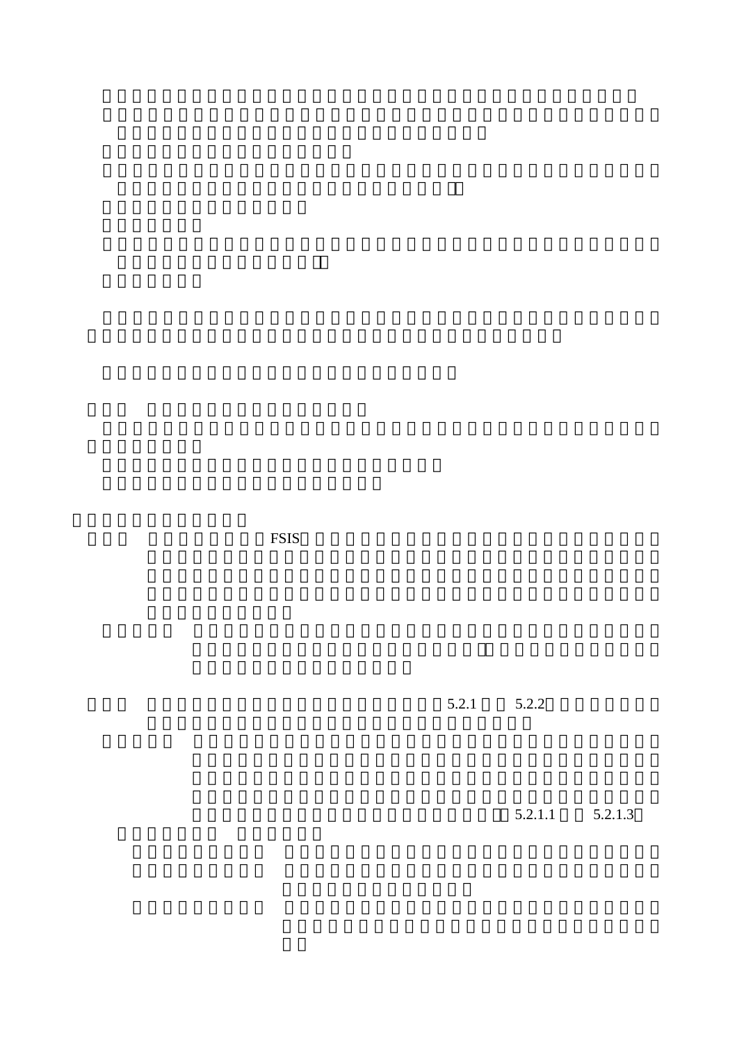FSIS

5.2.1 5.2.2

5.2.1.1 5.2.1.3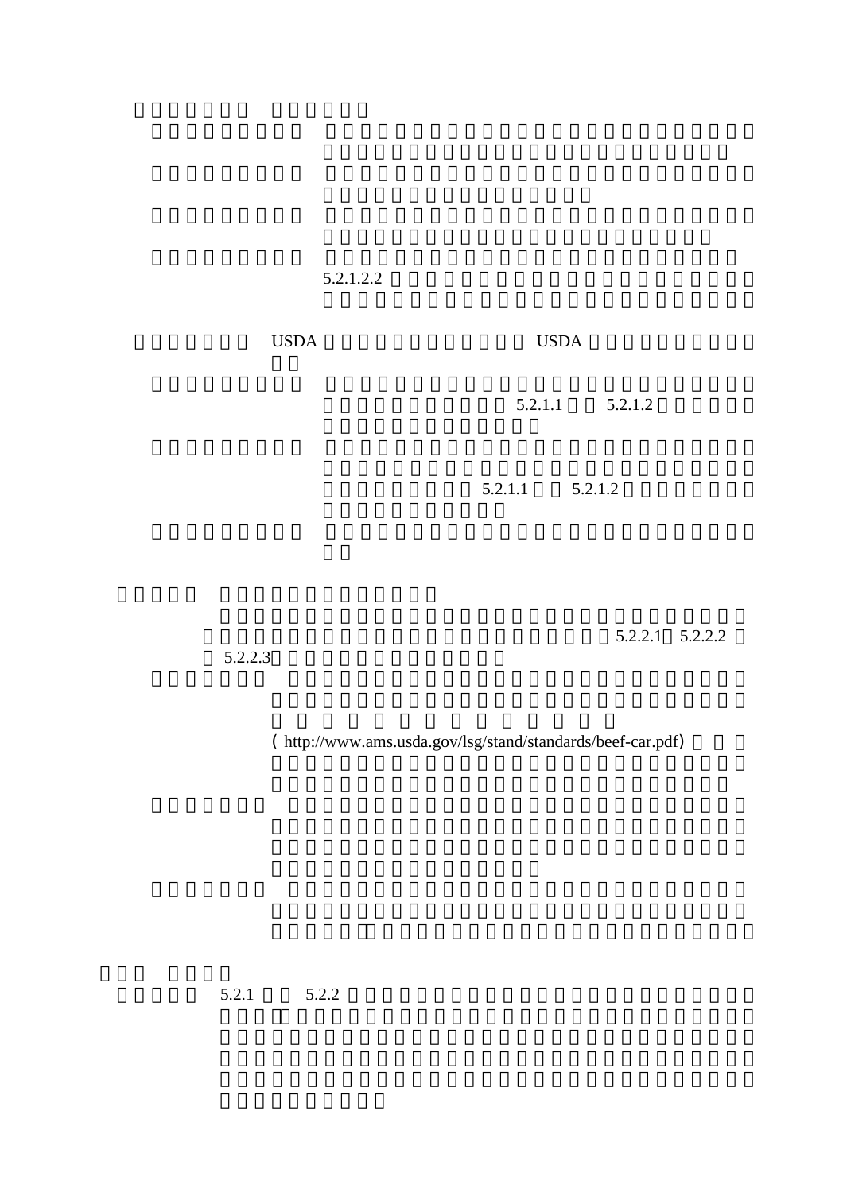5.2.1.2.2

USDA USDA

5.2.1.1 5.2.1.2

5.2.1.1 5.2.1.2

5.2.2.1 5.2.2.2

5.2.2.3

(http://www.ams.usda.gov/lsg/stand/standards/beef-car.pdf)

5.2.1 5.2.2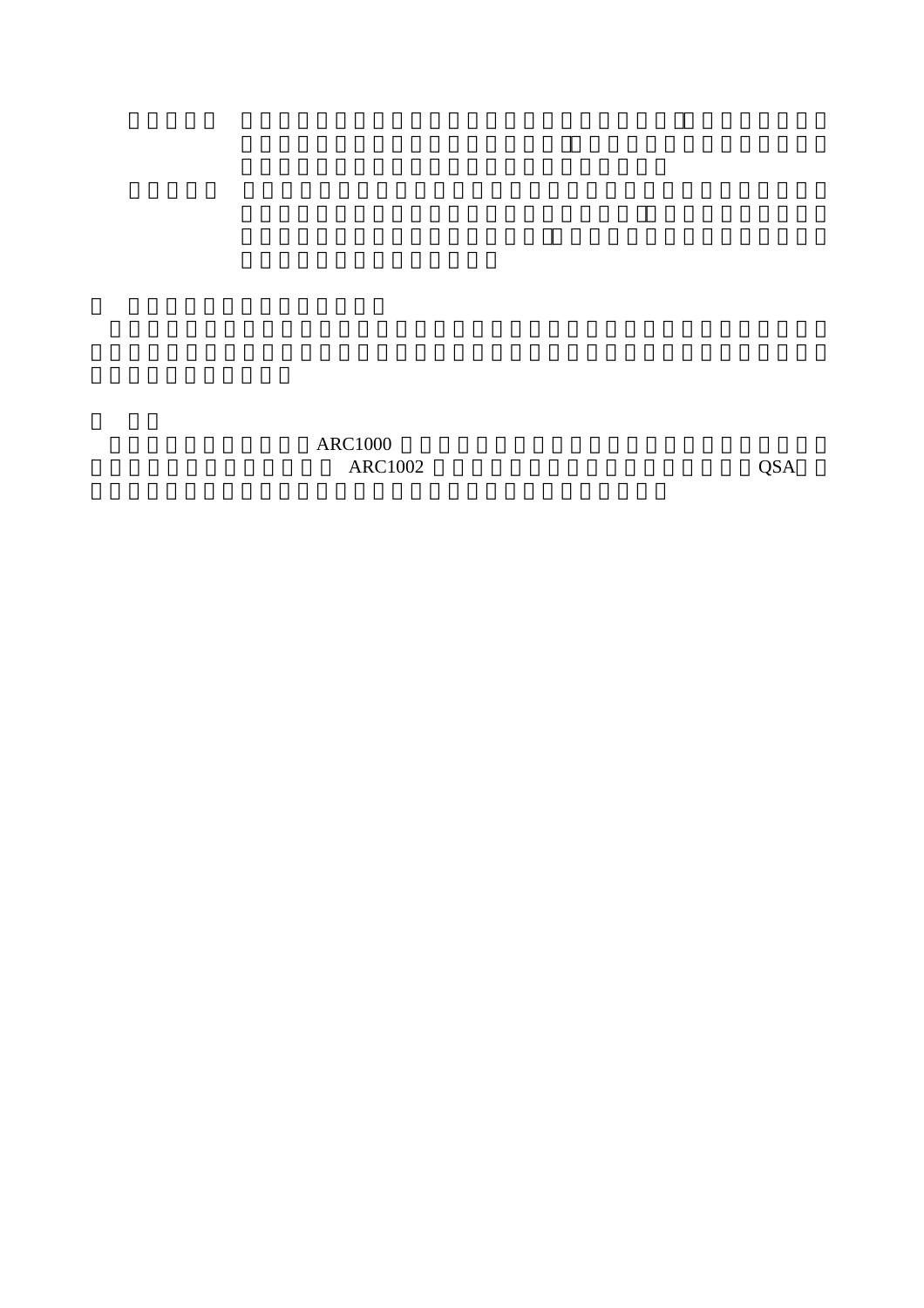ARC1000

ARC1002 QSA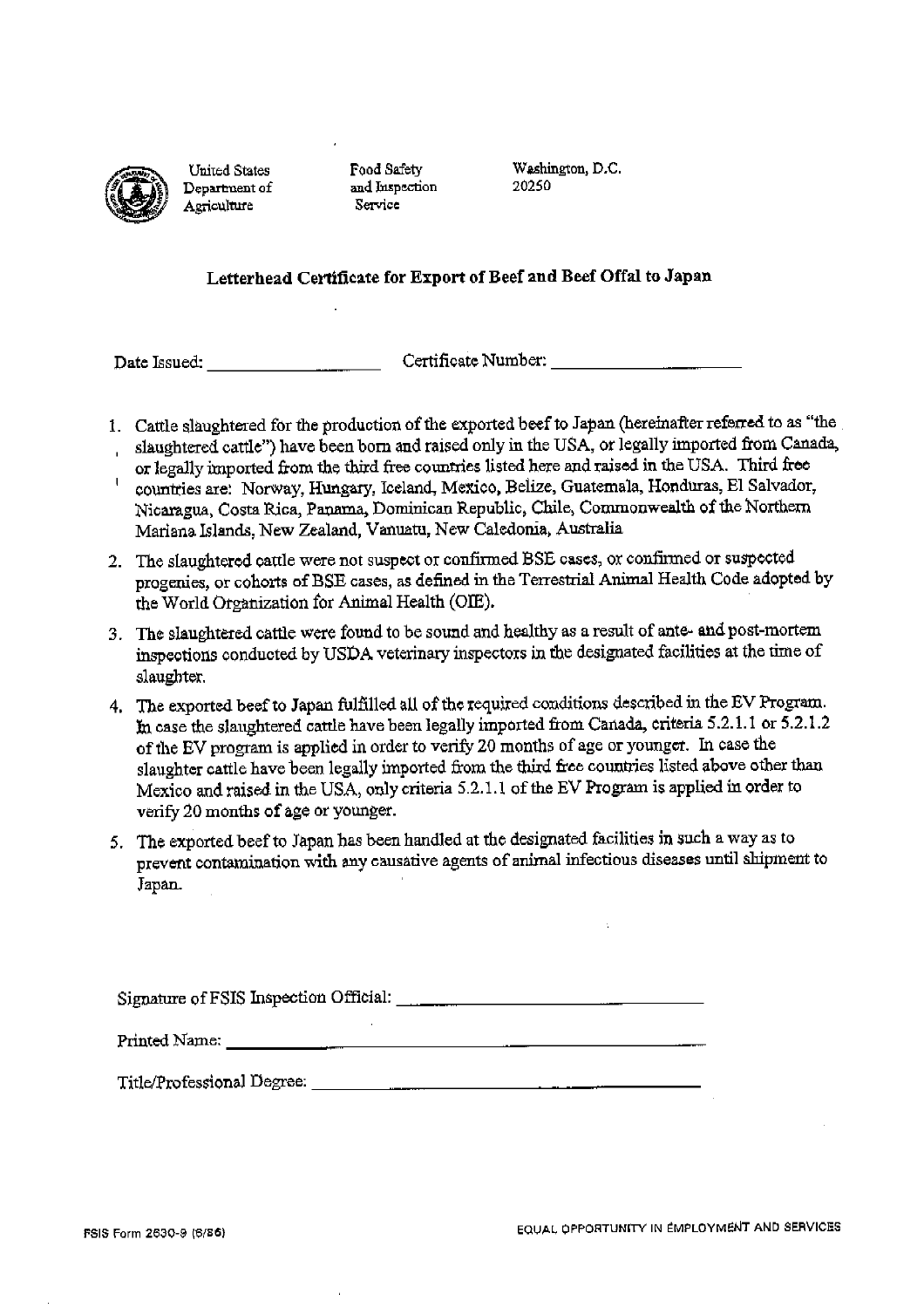United States Department of Agriculture

Food Safety and Inspection Service

Washington, D.C. 20250

## Letterhead Certificate for Export of Beef and Beef Offal to Japan

Date Issued: ____________________ Certificate Number: ____________________

1. Cattle slaughtered for the production of the exported beef to Japan (hereinafter referred to as "the slaughtered cattle") have been born and raised only in the USA, or legally imported from Canada, or legally imported from the third free countries listed here and raised in the USA. Third free countries are: Norway, Hungary, Iceland, Mexico, Belize, Guatemala, Honduras, El Salvador, Nicaragua, Costa Rica, Panama, Dominican Republic, Chile, Commonwealth of the Northern Mariana Islands, New Zealand, Vanuatu, New Caledonia, Australia
2. The slaughtered cattle were not suspect or confirmed BSE cases, or confirmed or suspected progenies, or cohorts of BSE cases, as defined in the Terrestrial Animal Health Code adopted by the World Organization for Animal Health (OIE).
3. The slaughtered cattle were found to be sound and healthy as a result of ante- and post-mortem inspections conducted by USDA veterinary inspectors in the designated facilities at the time of slaughter.
4. The exported beef to Japan fulfilled all of the required conditions described in the EV Program. In case the slaughtered cattle have been legally imported from Canada, criteria 5.2.1.1 or 5.2.1.2 of the EV program is applied in order to verify 20 months of age or younger. In case the slaughter cattle have been legally imported from the third free countries listed above other than Mexico and raised in the USA, only criteria 5.2.1.1 of the EV Program is applied in order to verify 20 months of age or younger.
5. The exported beef to Japan has been handled at the designated facilities in such a way as to prevent contamination with any causative agents of animal infectious diseases until shipment to Japan.

Signature of FSIS Inspection Official: ________________________________

Printed Name: ________________________________

Title/Professional Degree: ________________________________

FSIS Form 2630-9 (6/86)

EQUAL OPPORTUNITY IN EMPLOYMENT AND SERVICES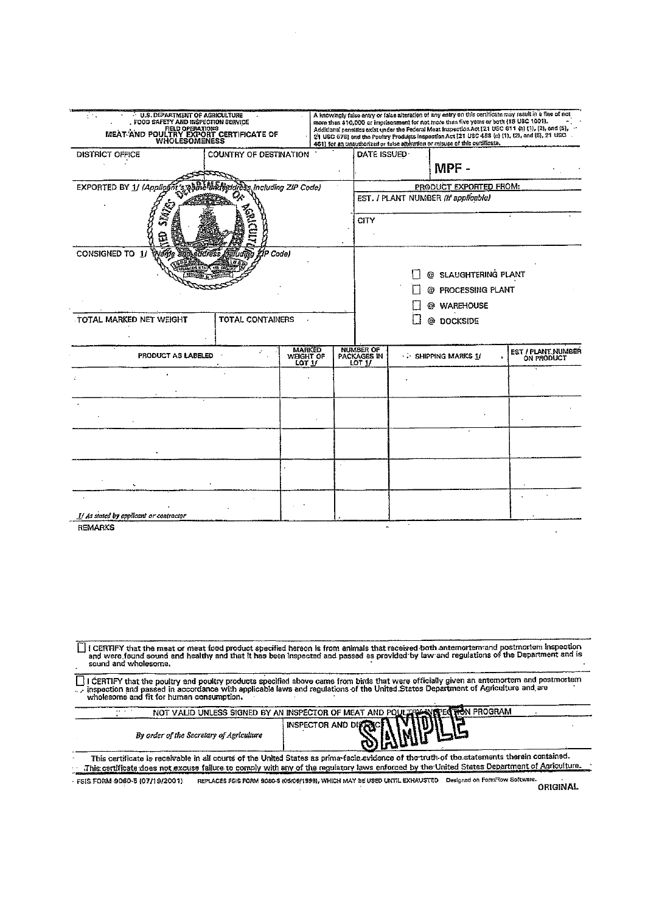U.S. DEPARTMENT OF AGRICULTURE
FOOD SAFETY AND INSPECTION SERVICE
FIELD OPERATIONS

# MEAT AND POULTRY EXPORT CERTIFICATE OF WHOLESOMENESS

A knowingly false entry or false alteration of any entry on this certificate may result in a fine of not more than $10,000 or imprisonment for not more than five years or both (18 USC 1001). Additional penalties exist under the Federal Meat Inspection Act [21 USC 611 (b) (1), (2), and (5), 21 USC 676] and the Poultry Products Inspection Act [21 USC 458 (c) (1), (2), and (5), 21 USC 461] for an unauthorized or false alteration or misuse of this certificate.

| DISTRICT OFFICE | COUNTRY OF DESTINATION | DATE ISSUED | MPF - |
|---|---|---|---|

EXPORTED BY 1/ *(Applicant's name and address including ZIP Code)*

CONSIGNED TO 1/ *(Name and address including ZIP Code)*

PRODUCT EXPORTED FROM:

EST. / PLANT NUMBER *(If applicable)*

CITY

- [ ] @ SLAUGHTERING PLANT
- [ ] @ PROCESSING PLANT
- [ ] @ WAREHOUSE
- [ ] @ DOCKSIDE

| TOTAL MARKED NET WEIGHT | TOTAL CONTAINERS |
|---|---|

| PRODUCT AS LABELED | MARKED WEIGHT OF LOT 1/ | NUMBER OF PACKAGES IN LOT 1/ | SHIPPING MARKS 1/ | EST / PLANT NUMBER ON PRODUCT |
|---|---|---|---|---|
| | | | | |
| | | | | |
| | | | | |
| | | | | |
| | | | | |

*1/ As stated by applicant or contractor*

REMARKS

- [ ] I CERTIFY that the meat or meat food product specified hereon is from animals that received both antemortem and postmortem inspection and were found sound and healthy and that it has been inspected and passed as provided by law and regulations of the Department and is sound and wholesome.

- [ ] I CERTIFY that the poultry and poultry products specified above came from birds that were officially given an antemortem and postmortem inspection and passed in accordance with applicable laws and regulations of the United States Department of Agriculture and are wholesome and fit for human consumption.

NOT VALID UNLESS SIGNED BY AN INSPECTOR OF MEAT AND POULTRY INSPECTION PROGRAM

| *By order of the Secretary of Agriculture* | INSPECTOR AND DISTRICT |
|---|---|

SAMPLE

This certificate is receivable in all courts of the United States as prima-facie evidence of the truth of the statements therein contained. This certificate does not excuse failure to comply with any of the regulatory laws enforced by the United States Department of Agriculture.

FSIS FORM 9060-5 (07/19/2001) REPLACES FSIS FORM 9060-5 (05/06/1999), WHICH MAY BE USED UNTIL EXHAUSTED Designed on FormFlow Software.

ORIGINAL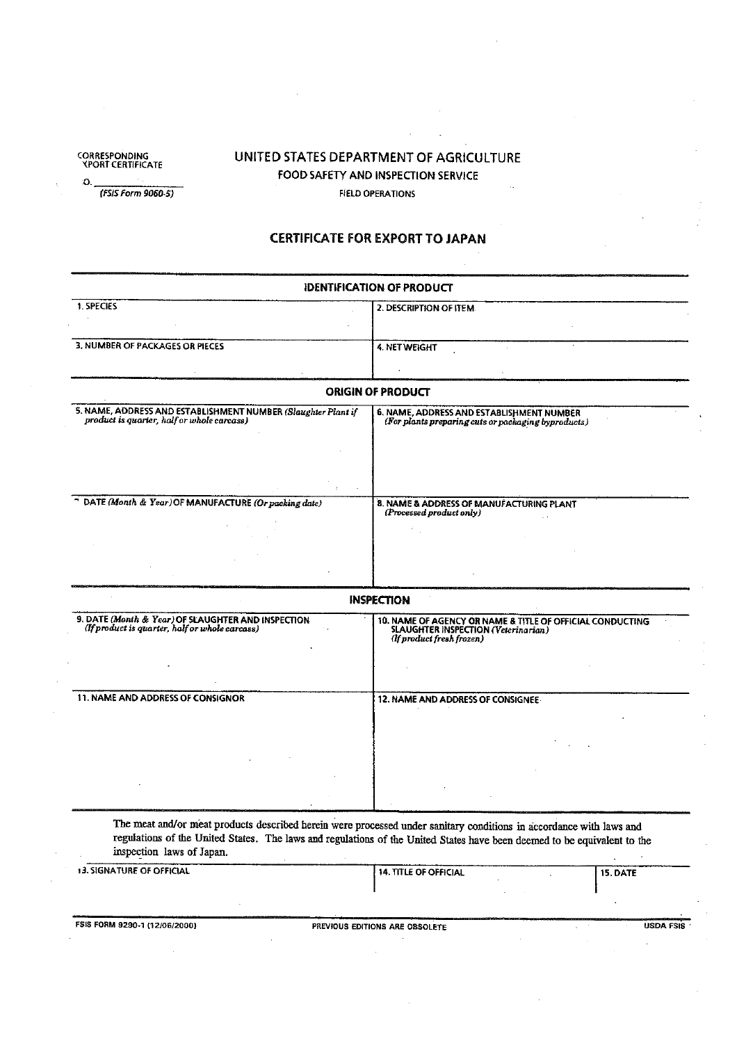CORRESPONDING
XPORT CERTIFICATE

O. ____________
*(FSIS Form 9060-5)*

UNITED STATES DEPARTMENT OF AGRICULTURE

FOOD SAFETY AND INSPECTION SERVICE

FIELD OPERATIONS

## CERTIFICATE FOR EXPORT TO JAPAN

### IDENTIFICATION OF PRODUCT

| | |
|---|---|
| 1. SPECIES | 2. DESCRIPTION OF ITEM |
| 3. NUMBER OF PACKAGES OR PIECES | 4. NET WEIGHT |

### ORIGIN OF PRODUCT

| | |
|---|---|
| 5. NAME, ADDRESS AND ESTABLISHMENT NUMBER *(Slaughter Plant if product is quarter, half or whole carcass)* | 6. NAME, ADDRESS AND ESTABLISHMENT NUMBER *(For plants preparing cuts or packaging byproducts)* |
| 7. DATE *(Month & Year)* OF MANUFACTURE *(Or packing date)* | 8. NAME & ADDRESS OF MANUFACTURING PLANT *(Processed product only)* |

### INSPECTION

| | |
|---|---|
| 9. DATE *(Month & Year)* OF SLAUGHTER AND INSPECTION *(If product is quarter, half or whole carcass)* | 10. NAME OF AGENCY OR NAME & TITLE OF OFFICIAL CONDUCTING SLAUGHTER INSPECTION *(Veterinarian)* *(If product fresh frozen)* |
| 11. NAME AND ADDRESS OF CONSIGNOR | 12. NAME AND ADDRESS OF CONSIGNEE |

The meat and/or meat products described herein were processed under sanitary conditions in accordance with laws and regulations of the United States. The laws and regulations of the United States have been deemed to be equivalent to the inspection laws of Japan.

| | | |
|---|---|---|
| 13. SIGNATURE OF OFFICIAL | 14. TITLE OF OFFICIAL | 15. DATE |

FSIS FORM 9290-1 (12/06/2000) PREVIOUS EDITIONS ARE OBSOLETE USDA FSIS